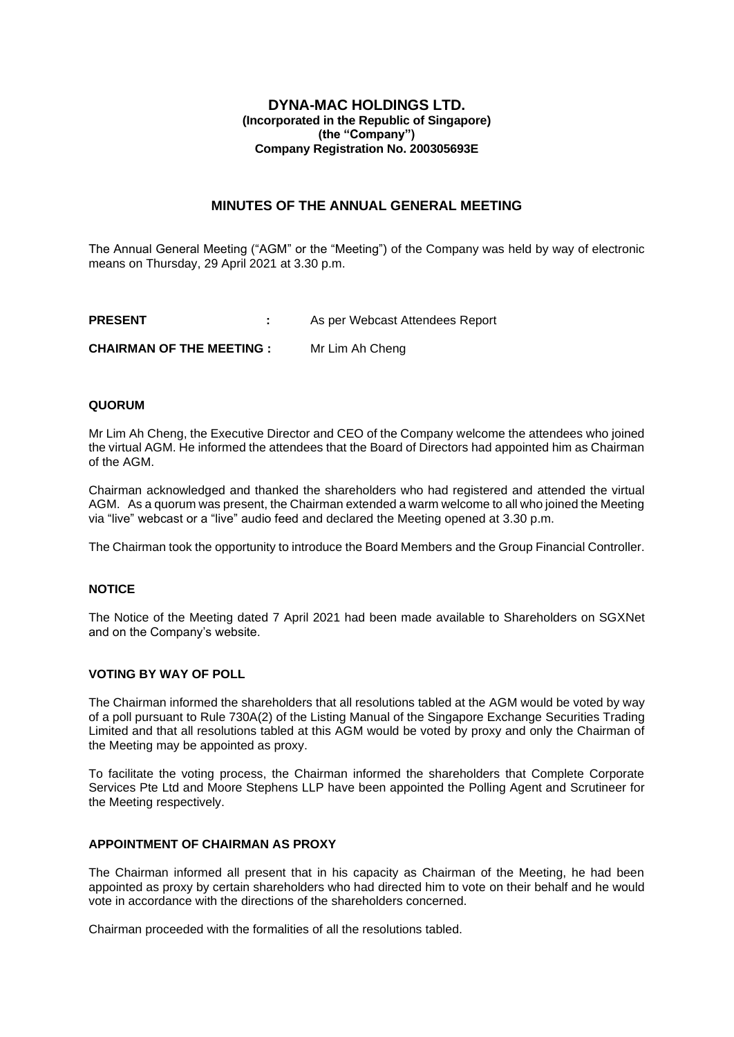**DYNA-MAC HOLDINGS LTD.**
**(Incorporated in the Republic of Singapore)**
**(the "Company")**
**Company Registration No. 200305693E**

## MINUTES OF THE ANNUAL GENERAL MEETING

The Annual General Meeting ("AGM" or the "Meeting") of the Company was held by way of electronic means on Thursday, 29 April 2021 at 3.30 p.m.

**PRESENT** : As per Webcast Attendees Report

**CHAIRMAN OF THE MEETING :** Mr Lim Ah Cheng

### QUORUM

Mr Lim Ah Cheng, the Executive Director and CEO of the Company welcome the attendees who joined the virtual AGM. He informed the attendees that the Board of Directors had appointed him as Chairman of the AGM.

Chairman acknowledged and thanked the shareholders who had registered and attended the virtual AGM. As a quorum was present, the Chairman extended a warm welcome to all who joined the Meeting via "live" webcast or a "live" audio feed and declared the Meeting opened at 3.30 p.m.

The Chairman took the opportunity to introduce the Board Members and the Group Financial Controller.

### NOTICE

The Notice of the Meeting dated 7 April 2021 had been made available to Shareholders on SGXNet and on the Company's website.

### VOTING BY WAY OF POLL

The Chairman informed the shareholders that all resolutions tabled at the AGM would be voted by way of a poll pursuant to Rule 730A(2) of the Listing Manual of the Singapore Exchange Securities Trading Limited and that all resolutions tabled at this AGM would be voted by proxy and only the Chairman of the Meeting may be appointed as proxy.

To facilitate the voting process, the Chairman informed the shareholders that Complete Corporate Services Pte Ltd and Moore Stephens LLP have been appointed the Polling Agent and Scrutineer for the Meeting respectively.

### APPOINTMENT OF CHAIRMAN AS PROXY

The Chairman informed all present that in his capacity as Chairman of the Meeting, he had been appointed as proxy by certain shareholders who had directed him to vote on their behalf and he would vote in accordance with the directions of the shareholders concerned.

Chairman proceeded with the formalities of all the resolutions tabled.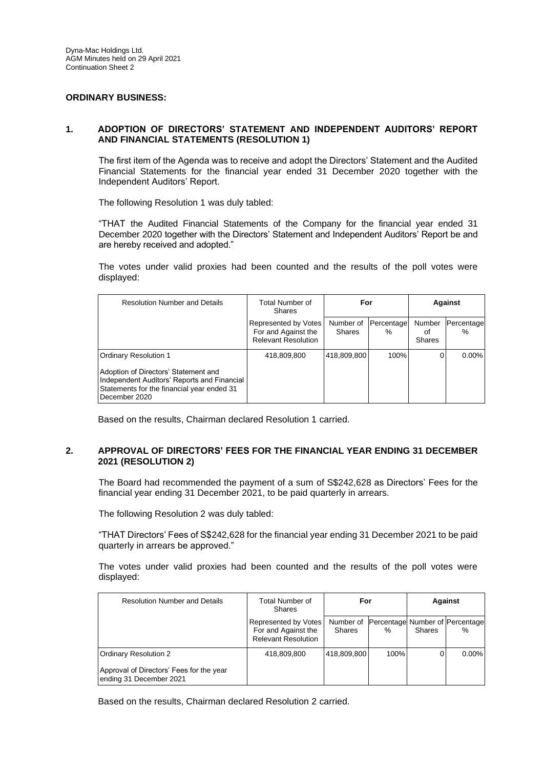## ORDINARY BUSINESS:

### 1. ADOPTION OF DIRECTORS' STATEMENT AND INDEPENDENT AUDITORS' REPORT AND FINANCIAL STATEMENTS (RESOLUTION 1)

The first item of the Agenda was to receive and adopt the Directors' Statement and the Audited Financial Statements for the financial year ended 31 December 2020 together with the Independent Auditors' Report.

The following Resolution 1 was duly tabled:

"THAT the Audited Financial Statements of the Company for the financial year ended 31 December 2020 together with the Directors' Statement and Independent Auditors' Report be and are hereby received and adopted."

The votes under valid proxies had been counted and the results of the poll votes were displayed:

| Resolution Number and Details | Total Number of Shares | For | | Against | |
|---|---|---|---|---|---|
| | Represented by Votes For and Against the Relevant Resolution | Number of Shares | Percentage % | Number of Shares | Percentage % |
| Ordinary Resolution 1<br><br>Adoption of Directors' Statement and Independent Auditors' Reports and Financial Statements for the financial year ended 31 December 2020 | 418,809,800 | 418,809,800 | 100% | 0 | 0.00% |

Based on the results, Chairman declared Resolution 1 carried.

### 2. APPROVAL OF DIRECTORS' FEES FOR THE FINANCIAL YEAR ENDING 31 DECEMBER 2021 (RESOLUTION 2)

The Board had recommended the payment of a sum of S$242,628 as Directors' Fees for the financial year ending 31 December 2021, to be paid quarterly in arrears.

The following Resolution 2 was duly tabled:

"THAT Directors' Fees of S$242,628 for the financial year ending 31 December 2021 to be paid quarterly in arrears be approved."

The votes under valid proxies had been counted and the results of the poll votes were displayed:

| Resolution Number and Details | Total Number of Shares | For | | Against | |
|---|---|---|---|---|---|
| | Represented by Votes For and Against the Relevant Resolution | Number of Shares | Percentage % | Number of Shares | Percentage % |
| Ordinary Resolution 2<br><br>Approval of Directors' Fees for the year ending 31 December 2021 | 418,809,800 | 418,809,800 | 100% | 0 | 0.00% |

Based on the results, Chairman declared Resolution 2 carried.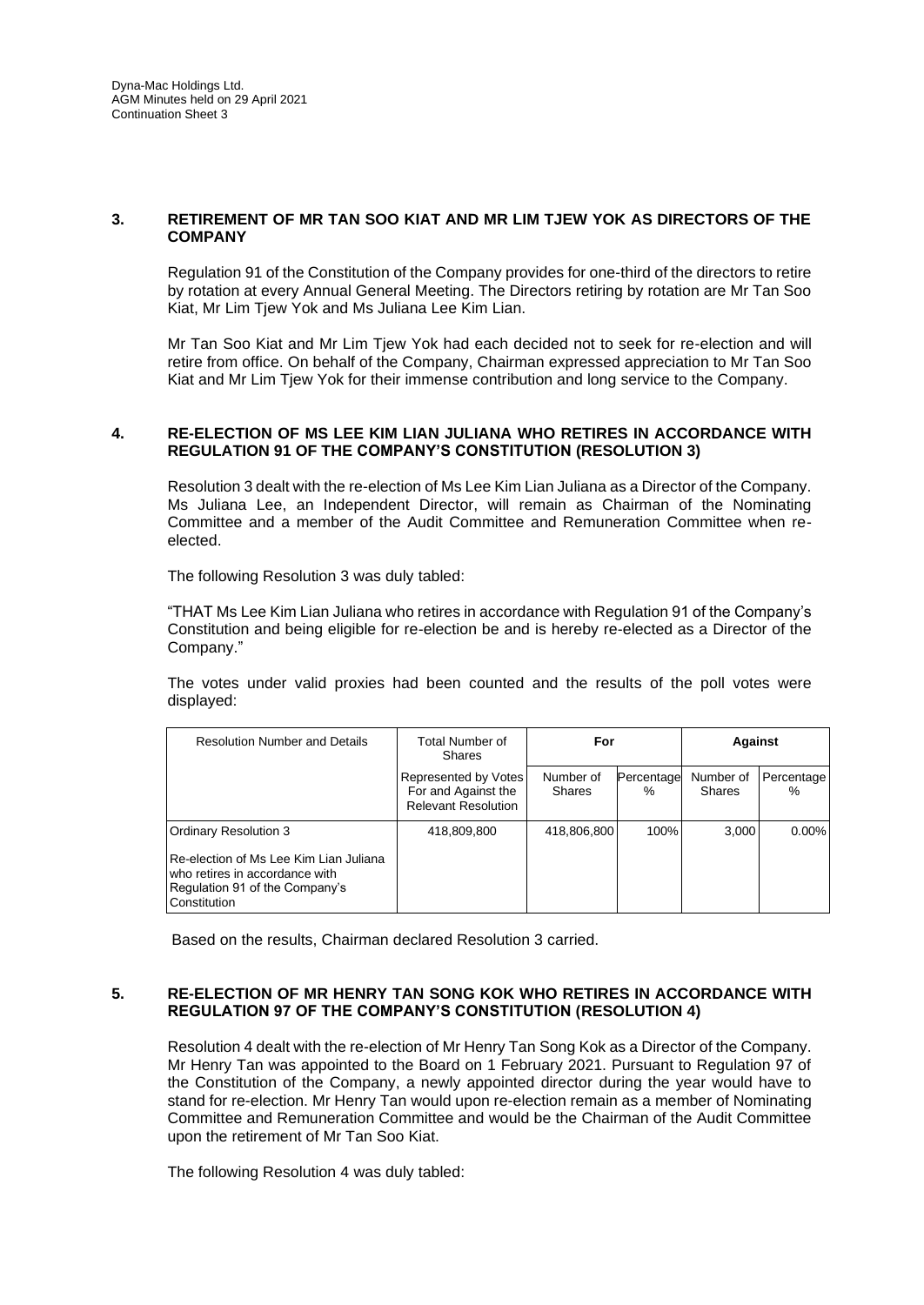## 3. RETIREMENT OF MR TAN SOO KIAT AND MR LIM TJEW YOK AS DIRECTORS OF THE COMPANY

Regulation 91 of the Constitution of the Company provides for one-third of the directors to retire by rotation at every Annual General Meeting. The Directors retiring by rotation are Mr Tan Soo Kiat, Mr Lim Tjew Yok and Ms Juliana Lee Kim Lian.

Mr Tan Soo Kiat and Mr Lim Tjew Yok had each decided not to seek for re-election and will retire from office. On behalf of the Company, Chairman expressed appreciation to Mr Tan Soo Kiat and Mr Lim Tjew Yok for their immense contribution and long service to the Company.

## 4. RE-ELECTION OF MS LEE KIM LIAN JULIANA WHO RETIRES IN ACCORDANCE WITH REGULATION 91 OF THE COMPANY'S CONSTITUTION (RESOLUTION 3)

Resolution 3 dealt with the re-election of Ms Lee Kim Lian Juliana as a Director of the Company. Ms Juliana Lee, an Independent Director, will remain as Chairman of the Nominating Committee and a member of the Audit Committee and Remuneration Committee when re-elected.

The following Resolution 3 was duly tabled:

"THAT Ms Lee Kim Lian Juliana who retires in accordance with Regulation 91 of the Company's Constitution and being eligible for re-election be and is hereby re-elected as a Director of the Company."

The votes under valid proxies had been counted and the results of the poll votes were displayed:

| Resolution Number and Details | Total Number of Shares | For | | Against | |
|---|---|---|---|---|---|
| | Represented by Votes For and Against the Relevant Resolution | Number of Shares | Percentage % | Number of Shares | Percentage % |
| Ordinary Resolution 3<br><br>Re-election of Ms Lee Kim Lian Juliana who retires in accordance with Regulation 91 of the Company's Constitution | 418,809,800 | 418,806,800 | 100% | 3,000 | 0.00% |

Based on the results, Chairman declared Resolution 3 carried.

## 5. RE-ELECTION OF MR HENRY TAN SONG KOK WHO RETIRES IN ACCORDANCE WITH REGULATION 97 OF THE COMPANY'S CONSTITUTION (RESOLUTION 4)

Resolution 4 dealt with the re-election of Mr Henry Tan Song Kok as a Director of the Company. Mr Henry Tan was appointed to the Board on 1 February 2021. Pursuant to Regulation 97 of the Constitution of the Company, a newly appointed director during the year would have to stand for re-election. Mr Henry Tan would upon re-election remain as a member of Nominating Committee and Remuneration Committee and would be the Chairman of the Audit Committee upon the retirement of Mr Tan Soo Kiat.

The following Resolution 4 was duly tabled: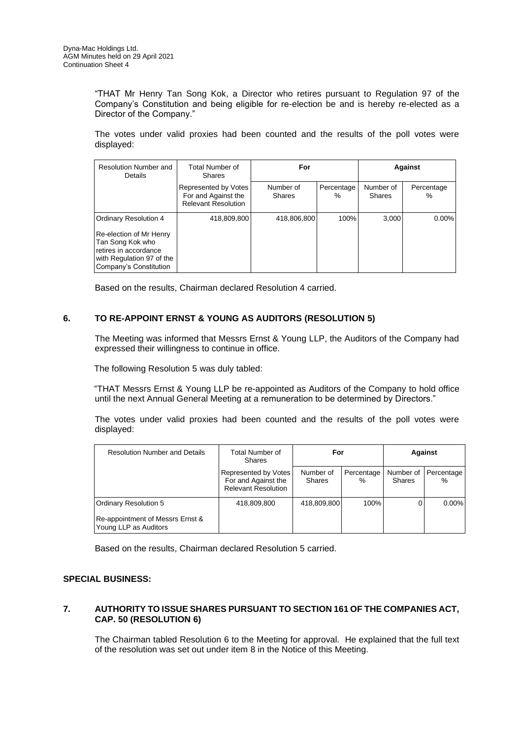"THAT Mr Henry Tan Song Kok, a Director who retires pursuant to Regulation 97 of the Company's Constitution and being eligible for re-election be and is hereby re-elected as a Director of the Company."

The votes under valid proxies had been counted and the results of the poll votes were displayed:

| Resolution Number and Details | Total Number of Shares | For | | Against | |
|---|---|---|---|---|---|
| | Represented by Votes For and Against the Relevant Resolution | Number of Shares | Percentage % | Number of Shares | Percentage % |
| Ordinary Resolution 4<br><br>Re-election of Mr Henry Tan Song Kok who retires in accordance with Regulation 97 of the Company's Constitution | 418,809,800 | 418,806,800 | 100% | 3,000 | 0.00% |

Based on the results, Chairman declared Resolution 4 carried.

## 6. TO RE-APPOINT ERNST & YOUNG AS AUDITORS (RESOLUTION 5)

The Meeting was informed that Messrs Ernst & Young LLP, the Auditors of the Company had expressed their willingness to continue in office.

The following Resolution 5 was duly tabled:

"THAT Messrs Ernst & Young LLP be re-appointed as Auditors of the Company to hold office until the next Annual General Meeting at a remuneration to be determined by Directors."

The votes under valid proxies had been counted and the results of the poll votes were displayed:

| Resolution Number and Details | Total Number of Shares | For | | Against | |
|---|---|---|---|---|---|
| | Represented by Votes For and Against the Relevant Resolution | Number of Shares | Percentage % | Number of Shares | Percentage % |
| Ordinary Resolution 5<br><br>Re-appointment of Messrs Ernst & Young LLP as Auditors | 418,809,800 | 418,809,800 | 100% | 0 | 0.00% |

Based on the results, Chairman declared Resolution 5 carried.

## SPECIAL BUSINESS:

## 7. AUTHORITY TO ISSUE SHARES PURSUANT TO SECTION 161 OF THE COMPANIES ACT, CAP. 50 (RESOLUTION 6)

The Chairman tabled Resolution 6 to the Meeting for approval. He explained that the full text of the resolution was set out under item 8 in the Notice of this Meeting.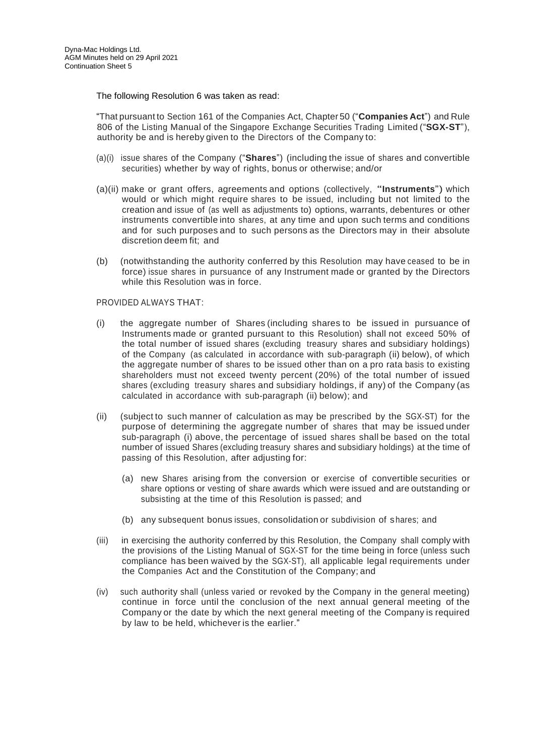The following Resolution 6 was taken as read:

"That pursuant to Section 161 of the Companies Act, Chapter 50 ("**Companies Act**") and Rule 806 of the Listing Manual of the Singapore Exchange Securities Trading Limited ("**SGX-ST**"), authority be and is hereby given to the Directors of the Company to:

(a)(i) issue shares of the Company ("**Shares**") (including the issue of shares and convertible securities) whether by way of rights, bonus or otherwise; and/or

(a)(ii) make or grant offers, agreements and options (collectively, "**Instruments**") which would or which might require shares to be issued, including but not limited to the creation and issue of (as well as adjustments to) options, warrants, debentures or other instruments convertible into shares, at any time and upon such terms and conditions and for such purposes and to such persons as the Directors may in their absolute discretion deem fit; and

(b) (notwithstanding the authority conferred by this Resolution may have ceased to be in force) issue shares in pursuance of any Instrument made or granted by the Directors while this Resolution was in force.

PROVIDED ALWAYS THAT:

(i) the aggregate number of Shares (including shares to be issued in pursuance of Instruments made or granted pursuant to this Resolution) shall not exceed 50% of the total number of issued shares (excluding treasury shares and subsidiary holdings) of the Company (as calculated in accordance with sub-paragraph (ii) below), of which the aggregate number of shares to be issued other than on a pro rata basis to existing shareholders must not exceed twenty percent (20%) of the total number of issued shares (excluding treasury shares and subsidiary holdings, if any) of the Company (as calculated in accordance with sub-paragraph (ii) below); and

(ii) (subject to such manner of calculation as may be prescribed by the SGX-ST) for the purpose of determining the aggregate number of shares that may be issued under sub-paragraph (i) above, the percentage of issued shares shall be based on the total number of issued Shares (excluding treasury shares and subsidiary holdings) at the time of passing of this Resolution, after adjusting for:

    (a) new Shares arising from the conversion or exercise of convertible securities or share options or vesting of share awards which were issued and are outstanding or subsisting at the time of this Resolution is passed; and

    (b) any subsequent bonus issues, consolidation or subdivision of shares; and

(iii) in exercising the authority conferred by this Resolution, the Company shall comply with the provisions of the Listing Manual of SGX-ST for the time being in force (unless such compliance has been waived by the SGX-ST), all applicable legal requirements under the Companies Act and the Constitution of the Company; and

(iv) such authority shall (unless varied or revoked by the Company in the general meeting) continue in force until the conclusion of the next annual general meeting of the Company or the date by which the next general meeting of the Company is required by law to be held, whichever is the earlier."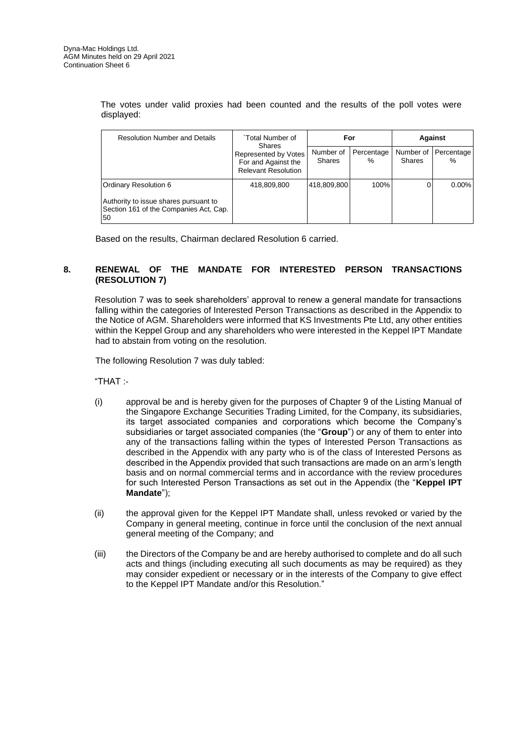The votes under valid proxies had been counted and the results of the poll votes were displayed:

| Resolution Number and Details | `Total Number of Shares Represented by Votes For and Against the Relevant Resolution | For | | Against | |
|---|---|---|---|---|---|
| | | Number of Shares | Percentage % | Number of Shares | Percentage % |
| Ordinary Resolution 6<br><br>Authority to issue shares pursuant to Section 161 of the Companies Act, Cap. 50 | 418,809,800 | 418,809,800 | 100% | 0 | 0.00% |

Based on the results, Chairman declared Resolution 6 carried.

## 8. RENEWAL OF THE MANDATE FOR INTERESTED PERSON TRANSACTIONS (RESOLUTION 7)

Resolution 7 was to seek shareholders' approval to renew a general mandate for transactions falling within the categories of Interested Person Transactions as described in the Appendix to the Notice of AGM. Shareholders were informed that KS Investments Pte Ltd, any other entities within the Keppel Group and any shareholders who were interested in the Keppel IPT Mandate had to abstain from voting on the resolution.

The following Resolution 7 was duly tabled:

"THAT :-

(i) approval be and is hereby given for the purposes of Chapter 9 of the Listing Manual of the Singapore Exchange Securities Trading Limited, for the Company, its subsidiaries, its target associated companies and corporations which become the Company's subsidiaries or target associated companies (the "**Group**") or any of them to enter into any of the transactions falling within the types of Interested Person Transactions as described in the Appendix with any party who is of the class of Interested Persons as described in the Appendix provided that such transactions are made on an arm's length basis and on normal commercial terms and in accordance with the review procedures for such Interested Person Transactions as set out in the Appendix (the "**Keppel IPT Mandate**");

(ii) the approval given for the Keppel IPT Mandate shall, unless revoked or varied by the Company in general meeting, continue in force until the conclusion of the next annual general meeting of the Company; and

(iii) the Directors of the Company be and are hereby authorised to complete and do all such acts and things (including executing all such documents as may be required) as they may consider expedient or necessary or in the interests of the Company to give effect to the Keppel IPT Mandate and/or this Resolution."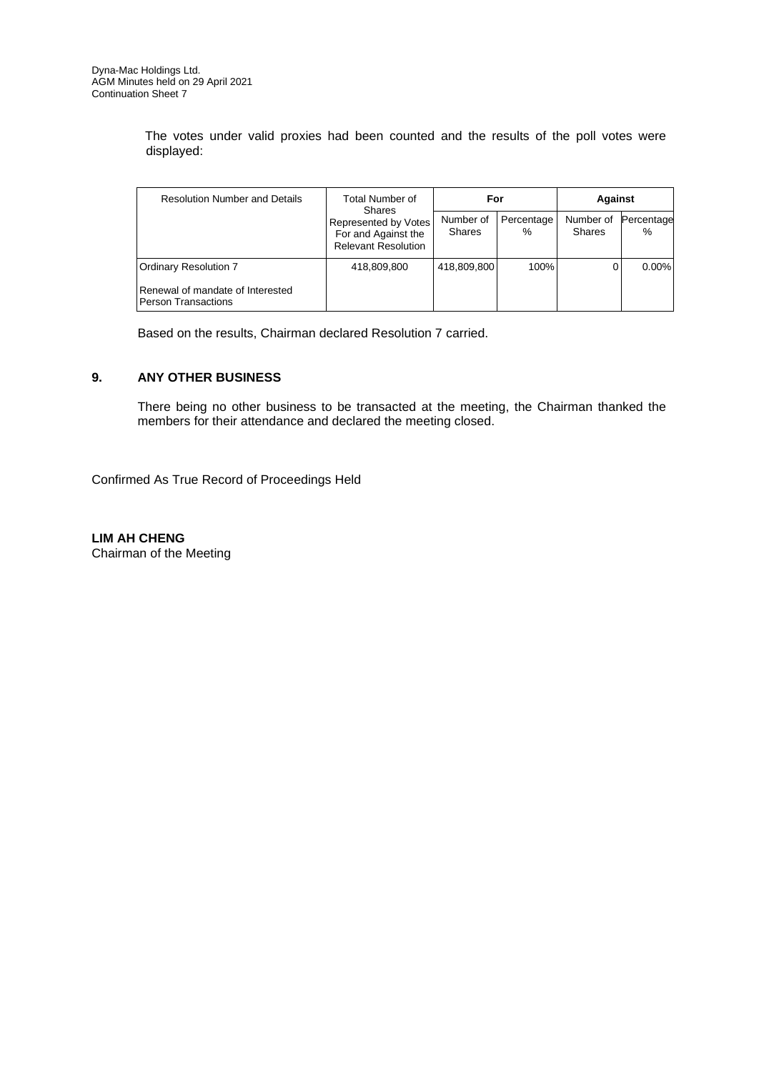The votes under valid proxies had been counted and the results of the poll votes were displayed:

| Resolution Number and Details | Total Number of Shares Represented by Votes For and Against the Relevant Resolution | For | | Against | |
|---|---|---|---|---|---|
| | | Number of Shares | Percentage % | Number of Shares | Percentage % |
| Ordinary Resolution 7<br><br>Renewal of mandate of Interested Person Transactions | 418,809,800 | 418,809,800 | 100% | 0 | 0.00% |

Based on the results, Chairman declared Resolution 7 carried.

## 9. ANY OTHER BUSINESS

There being no other business to be transacted at the meeting, the Chairman thanked the members for their attendance and declared the meeting closed.

Confirmed As True Record of Proceedings Held

**LIM AH CHENG**
Chairman of the Meeting